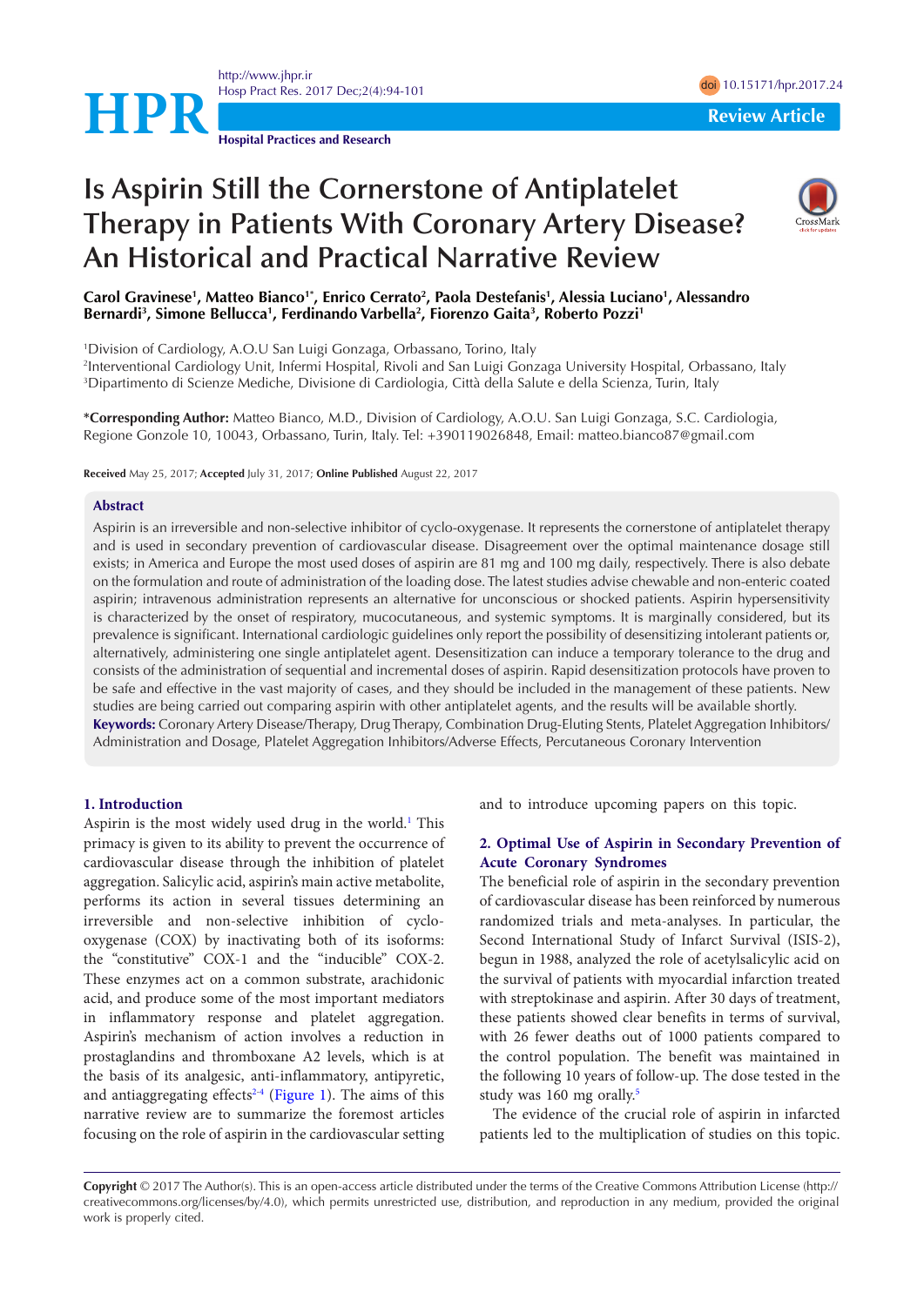# Is Aspirin Still the Cornerstone of Antiplatelet Therapy in Patients With Coronary Artery Disease? An Historical and Practical Narrative Review

**Carol Gravinese[1], Matteo Bianco[1*], Enrico Cerrato[2], Paola Destefanis[1], Alessia Luciano[1], Alessandro Bernardi[3], Simone Bellucca[1], Ferdinando Varbella[2], Fiorenzo Gaita[3], Roberto Pozzi[1]**

[1]Division of Cardiology, A.O.U San Luigi Gonzaga, Orbassano, Torino, Italy
[2]Interventional Cardiology Unit, Infermi Hospital, Rivoli and San Luigi Gonzaga University Hospital, Orbassano, Italy
[3]Dipartimento di Scienze Mediche, Divisione di Cardiologia, Città della Salute e della Scienza, Turin, Italy

***Corresponding Author:** Matteo Bianco, M.D., Division of Cardiology, A.O.U. San Luigi Gonzaga, S.C. Cardiologia, Regione Gonzole 10, 10043, Orbassano, Turin, Italy. Tel: +390119026848, Email: matteo.bianco87@gmail.com

**Received** May 25, 2017; **Accepted** July 31, 2017; **Online Published** August 22, 2017

## Abstract

Aspirin is an irreversible and non-selective inhibitor of cyclo-oxygenase. It represents the cornerstone of antiplatelet therapy and is used in secondary prevention of cardiovascular disease. Disagreement over the optimal maintenance dosage still exists; in America and Europe the most used doses of aspirin are 81 mg and 100 mg daily, respectively. There is also debate on the formulation and route of administration of the loading dose. The latest studies advise chewable and non-enteric coated aspirin; intravenous administration represents an alternative for unconscious or shocked patients. Aspirin hypersensitivity is characterized by the onset of respiratory, mucocutaneous, and systemic symptoms. It is marginally considered, but its prevalence is significant. International cardiologic guidelines only report the possibility of desensitizing intolerant patients or, alternatively, administering one single antiplatelet agent. Desensitization can induce a temporary tolerance to the drug and consists of the administration of sequential and incremental doses of aspirin. Rapid desensitization protocols have proven to be safe and effective in the vast majority of cases, and they should be included in the management of these patients. New studies are being carried out comparing aspirin with other antiplatelet agents, and the results will be available shortly.

**Keywords:** Coronary Artery Disease/Therapy, Drug Therapy, Combination Drug-Eluting Stents, Platelet Aggregation Inhibitors/Administration and Dosage, Platelet Aggregation Inhibitors/Adverse Effects, Percutaneous Coronary Intervention

## 1. Introduction

Aspirin is the most widely used drug in the world.[1] This primacy is given to its ability to prevent the occurrence of cardiovascular disease through the inhibition of platelet aggregation. Salicylic acid, aspirin's main active metabolite, performs its action in several tissues determining an irreversible and non-selective inhibition of cyclo-oxygenase (COX) by inactivating both of its isoforms: the "constitutive" COX-1 and the "inducible" COX-2. These enzymes act on a common substrate, arachidonic acid, and produce some of the most important mediators in inflammatory response and platelet aggregation. Aspirin's mechanism of action involves a reduction in prostaglandins and thromboxane A2 levels, which is at the basis of its analgesic, anti-inflammatory, antipyretic, and antiaggregating effects[2-4] (Figure 1). The aims of this narrative review are to summarize the foremost articles focusing on the role of aspirin in the cardiovascular setting and to introduce upcoming papers on this topic.

## 2. Optimal Use of Aspirin in Secondary Prevention of Acute Coronary Syndromes

The beneficial role of aspirin in the secondary prevention of cardiovascular disease has been reinforced by numerous randomized trials and meta-analyses. In particular, the Second International Study of Infarct Survival (ISIS-2), begun in 1988, analyzed the role of acetylsalicylic acid on the survival of patients with myocardial infarction treated with streptokinase and aspirin. After 30 days of treatment, these patients showed clear benefits in terms of survival, with 26 fewer deaths out of 1000 patients compared to the control population. The benefit was maintained in the following 10 years of follow-up. The dose tested in the study was 160 mg orally.[5]

The evidence of the crucial role of aspirin in infarcted patients led to the multiplication of studies on this topic.

**Copyright** © 2017 The Author(s). This is an open-access article distributed under the terms of the Creative Commons Attribution License (http://creativecommons.org/licenses/by/4.0), which permits unrestricted use, distribution, and reproduction in any medium, provided the original work is properly cited.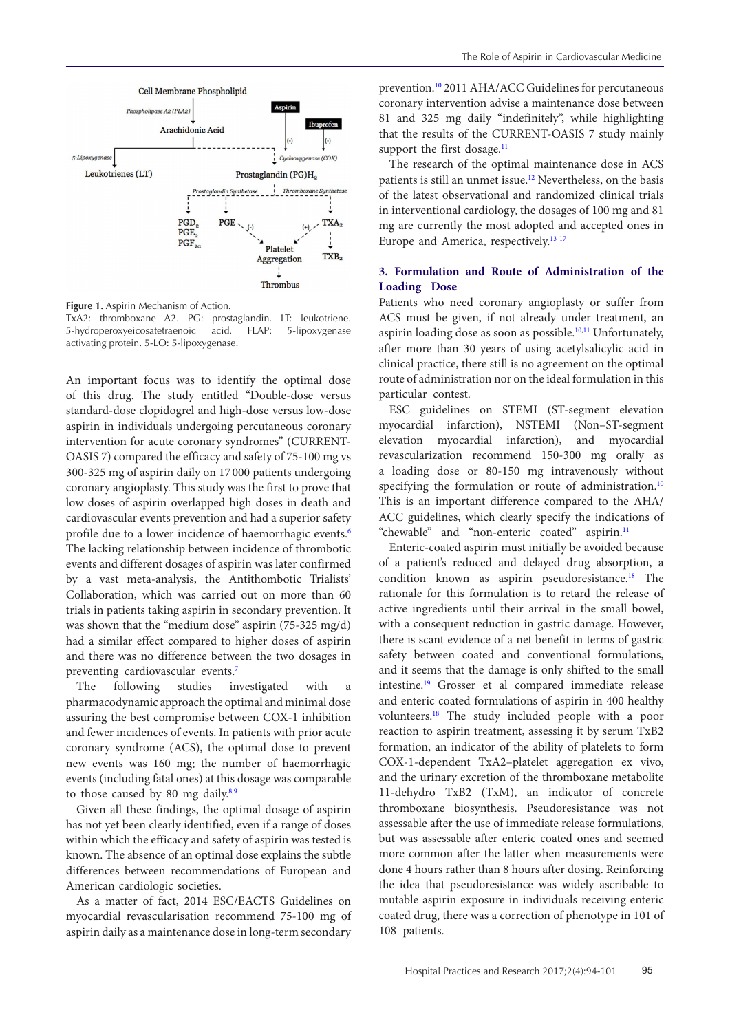Figure 1. Aspirin Mechanism of Action.
TxA2: thromboxane A2. PG: prostaglandin. LT: leukotriene. 5-hydroperoxyeicosatetraenoic acid. FLAP: 5-lipoxygenase activating protein. 5-LO: 5-lipoxygenase.

An important focus was to identify the optimal dose of this drug. The study entitled "Double-dose versus standard-dose clopidogrel and high-dose versus low-dose aspirin in individuals undergoing percutaneous coronary intervention for acute coronary syndromes" (CURRENT-OASIS 7) compared the efficacy and safety of 75-100 mg vs 300-325 mg of aspirin daily on 17 000 patients undergoing coronary angioplasty. This study was the first to prove that low doses of aspirin overlapped high doses in death and cardiovascular events prevention and had a superior safety profile due to a lower incidence of haemorrhagic events.[6] The lacking relationship between incidence of thrombotic events and different dosages of aspirin was later confirmed by a vast meta-analysis, the Antithombotic Trialists' Collaboration, which was carried out on more than 60 trials in patients taking aspirin in secondary prevention. It was shown that the "medium dose" aspirin (75-325 mg/d) had a similar effect compared to higher doses of aspirin and there was no difference between the two dosages in preventing cardiovascular events.[7]

The following studies investigated with a pharmacodynamic approach the optimal and minimal dose assuring the best compromise between COX-1 inhibition and fewer incidences of events. In patients with prior acute coronary syndrome (ACS), the optimal dose to prevent new events was 160 mg; the number of haemorrhagic events (including fatal ones) at this dosage was comparable to those caused by 80 mg daily.[8,9]

Given all these findings, the optimal dosage of aspirin has not yet been clearly identified, even if a range of doses within which the efficacy and safety of aspirin was tested is known. The absence of an optimal dose explains the subtle differences between recommendations of European and American cardiologic societies.

As a matter of fact, 2014 ESC/EACTS Guidelines on myocardial revascularisation recommend 75-100 mg of aspirin daily as a maintenance dose in long-term secondary prevention.[10] 2011 AHA/ACC Guidelines for percutaneous coronary intervention advise a maintenance dose between 81 and 325 mg daily "indefinitely", while highlighting that the results of the CURRENT-OASIS 7 study mainly support the first dosage.[11]

The research of the optimal maintenance dose in ACS patients is still an unmet issue.[12] Nevertheless, on the basis of the latest observational and randomized clinical trials in interventional cardiology, the dosages of 100 mg and 81 mg are currently the most adopted and accepted ones in Europe and America, respectively.[13-17]

## 3. Formulation and Route of Administration of the Loading Dose

Patients who need coronary angioplasty or suffer from ACS must be given, if not already under treatment, an aspirin loading dose as soon as possible.[10,11] Unfortunately, after more than 30 years of using acetylsalicylic acid in clinical practice, there still is no agreement on the optimal route of administration nor on the ideal formulation in this particular contest.

ESC guidelines on STEMI (ST-segment elevation myocardial infarction), NSTEMI (Non–ST-segment elevation myocardial infarction), and myocardial revascularization recommend 150-300 mg orally as a loading dose or 80-150 mg intravenously without specifying the formulation or route of administration.[10] This is an important difference compared to the AHA/ACC guidelines, which clearly specify the indications of "chewable" and "non-enteric coated" aspirin.[11]

Enteric-coated aspirin must initially be avoided because of a patient's reduced and delayed drug absorption, a condition known as aspirin pseudoresistance.[18] The rationale for this formulation is to retard the release of active ingredients until their arrival in the small bowel, with a consequent reduction in gastric damage. However, there is scant evidence of a net benefit in terms of gastric safety between coated and conventional formulations, and it seems that the damage is only shifted to the small intestine.[19] Grosser et al compared immediate release and enteric coated formulations of aspirin in 400 healthy volunteers.[18] The study included people with a poor reaction to aspirin treatment, assessing it by serum TxB2 formation, an indicator of the ability of platelets to form COX-1-dependent TxA2–platelet aggregation ex vivo, and the urinary excretion of the thromboxane metabolite 11-dehydro TxB2 (TxM), an indicator of concrete thromboxane biosynthesis. Pseudoresistance was not assessable after the use of immediate release formulations, but was assessable after enteric coated ones and seemed more common after the latter when measurements were done 4 hours rather than 8 hours after dosing. Reinforcing the idea that pseudoresistance was widely ascribable to mutable aspirin exposure in individuals receiving enteric coated drug, there was a correction of phenotype in 101 of 108 patients.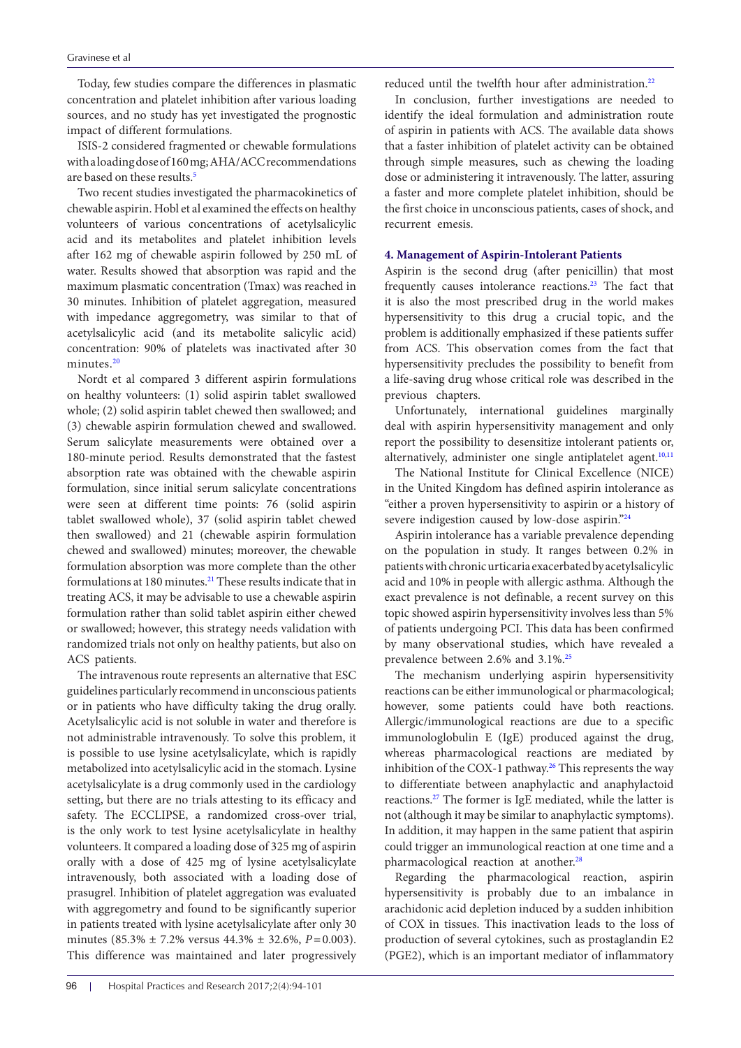Today, few studies compare the differences in plasmatic concentration and platelet inhibition after various loading sources, and no study has yet investigated the prognostic impact of different formulations.

ISIS-2 considered fragmented or chewable formulations with a loading dose of 160 mg; AHA/ACC recommendations are based on these results.[5]

Two recent studies investigated the pharmacokinetics of chewable aspirin. Hobl et al examined the effects on healthy volunteers of various concentrations of acetylsalicylic acid and its metabolites and platelet inhibition levels after 162 mg of chewable aspirin followed by 250 mL of water. Results showed that absorption was rapid and the maximum plasmatic concentration (Tmax) was reached in 30 minutes. Inhibition of platelet aggregation, measured with impedance aggregometry, was similar to that of acetylsalicylic acid (and its metabolite salicylic acid) concentration: 90% of platelets was inactivated after 30 minutes.[20]

Nordt et al compared 3 different aspirin formulations on healthy volunteers: (1) solid aspirin tablet swallowed whole; (2) solid aspirin tablet chewed then swallowed; and (3) chewable aspirin formulation chewed and swallowed. Serum salicylate measurements were obtained over a 180-minute period. Results demonstrated that the fastest absorption rate was obtained with the chewable aspirin formulation, since initial serum salicylate concentrations were seen at different time points: 76 (solid aspirin tablet swallowed whole), 37 (solid aspirin tablet chewed then swallowed) and 21 (chewable aspirin formulation chewed and swallowed) minutes; moreover, the chewable formulation absorption was more complete than the other formulations at 180 minutes.[21] These results indicate that in treating ACS, it may be advisable to use a chewable aspirin formulation rather than solid tablet aspirin either chewed or swallowed; however, this strategy needs validation with randomized trials not only on healthy patients, but also on ACS patients.

The intravenous route represents an alternative that ESC guidelines particularly recommend in unconscious patients or in patients who have difficulty taking the drug orally. Acetylsalicylic acid is not soluble in water and therefore is not administrable intravenously. To solve this problem, it is possible to use lysine acetylsalicylate, which is rapidly metabolized into acetylsalicylic acid in the stomach. Lysine acetylsalicylate is a drug commonly used in the cardiology setting, but there are no trials attesting to its efficacy and safety. The ECCLIPSE, a randomized cross-over trial, is the only work to test lysine acetylsalicylate in healthy volunteers. It compared a loading dose of 325 mg of aspirin orally with a dose of 425 mg of lysine acetylsalicylate intravenously, both associated with a loading dose of prasugrel. Inhibition of platelet aggregation was evaluated with aggregometry and found to be significantly superior in patients treated with lysine acetylsalicylate after only 30 minutes (85.3% ± 7.2% versus 44.3% ± 32.6%, $P = 0.003$). This difference was maintained and later progressively reduced until the twelfth hour after administration.[22]

In conclusion, further investigations are needed to identify the ideal formulation and administration route of aspirin in patients with ACS. The available data shows that a faster inhibition of platelet activity can be obtained through simple measures, such as chewing the loading dose or administering it intravenously. The latter, assuring a faster and more complete platelet inhibition, should be the first choice in unconscious patients, cases of shock, and recurrent emesis.

## 4. Management of Aspirin-Intolerant Patients

Aspirin is the second drug (after penicillin) that most frequently causes intolerance reactions.[23] The fact that it is also the most prescribed drug in the world makes hypersensitivity to this drug a crucial topic, and the problem is additionally emphasized if these patients suffer from ACS. This observation comes from the fact that hypersensitivity precludes the possibility to benefit from a life-saving drug whose critical role was described in the previous chapters.

Unfortunately, international guidelines marginally deal with aspirin hypersensitivity management and only report the possibility to desensitize intolerant patients or, alternatively, administer one single antiplatelet agent.[10,11]

The National Institute for Clinical Excellence (NICE) in the United Kingdom has defined aspirin intolerance as "either a proven hypersensitivity to aspirin or a history of severe indigestion caused by low-dose aspirin."[24]

Aspirin intolerance has a variable prevalence depending on the population in study. It ranges between 0.2% in patients with chronic urticaria exacerbated by acetylsalicylic acid and 10% in people with allergic asthma. Although the exact prevalence is not definable, a recent survey on this topic showed aspirin hypersensitivity involves less than 5% of patients undergoing PCI. This data has been confirmed by many observational studies, which have revealed a prevalence between 2.6% and 3.1%.[25]

The mechanism underlying aspirin hypersensitivity reactions can be either immunological or pharmacological; however, some patients could have both reactions. Allergic/immunological reactions are due to a specific immunoglobulin E (IgE) produced against the drug, whereas pharmacological reactions are mediated by inhibition of the COX-1 pathway.[26] This represents the way to differentiate between anaphylactic and anaphylactoid reactions.[27] The former is IgE mediated, while the latter is not (although it may be similar to anaphylactic symptoms). In addition, it may happen in the same patient that aspirin could trigger an immunological reaction at one time and a pharmacological reaction at another.[28]

Regarding the pharmacological reaction, aspirin hypersensitivity is probably due to an imbalance in arachidonic acid depletion induced by a sudden inhibition of COX in tissues. This inactivation leads to the loss of production of several cytokines, such as prostaglandin E2 (PGE2), which is an important mediator of inflammatory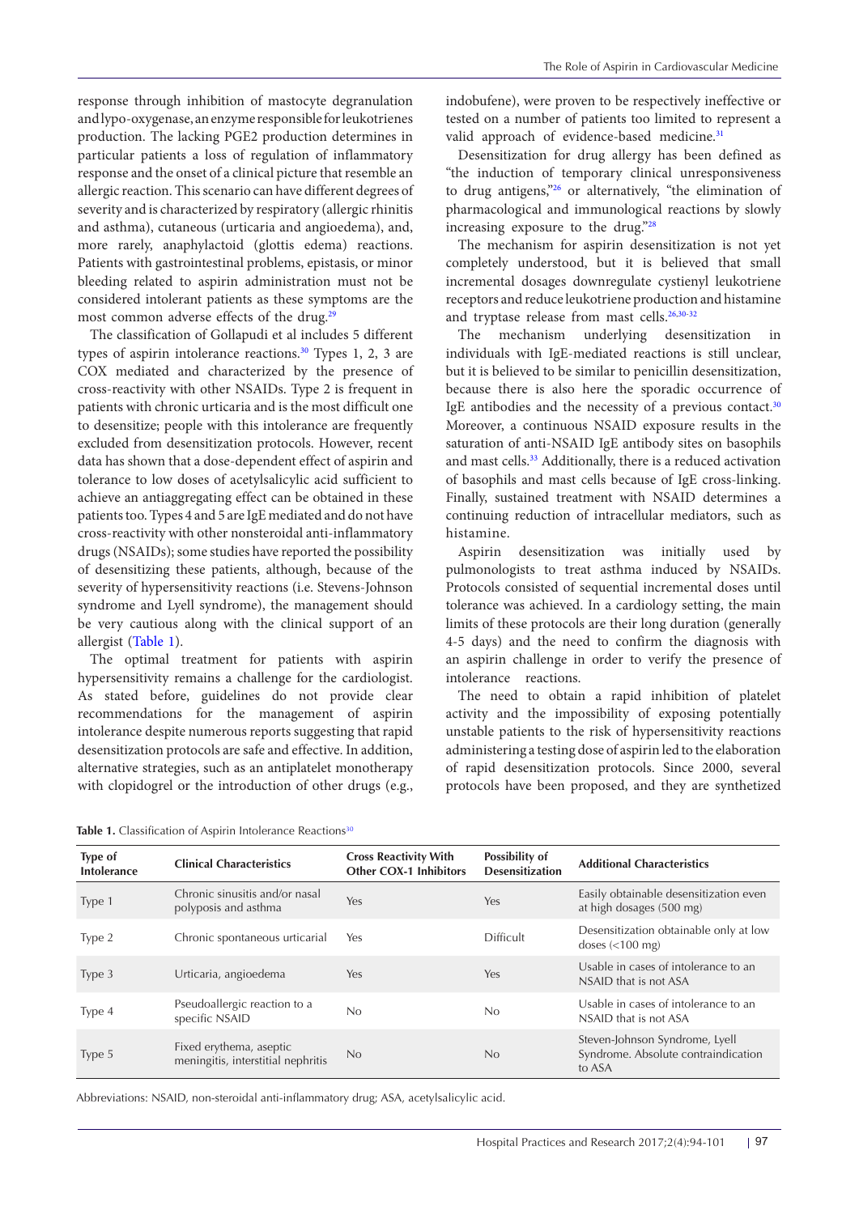response through inhibition of mastocyte degranulation and lypo-oxygenase, an enzyme responsible for leukotrienes production. The lacking PGE2 production determines in particular patients a loss of regulation of inflammatory response and the onset of a clinical picture that resemble an allergic reaction. This scenario can have different degrees of severity and is characterized by respiratory (allergic rhinitis and asthma), cutaneous (urticaria and angioedema), and, more rarely, anaphylactoid (glottis edema) reactions. Patients with gastrointestinal problems, epistasis, or minor bleeding related to aspirin administration must not be considered intolerant patients as these symptoms are the most common adverse effects of the drug.[29]

The classification of Gollapudi et al includes 5 different types of aspirin intolerance reactions.[30] Types 1, 2, 3 are COX mediated and characterized by the presence of cross-reactivity with other NSAIDs. Type 2 is frequent in patients with chronic urticaria and is the most difficult one to desensitize; people with this intolerance are frequently excluded from desensitization protocols. However, recent data has shown that a dose-dependent effect of aspirin and tolerance to low doses of acetylsalicylic acid sufficient to achieve an antiaggregating effect can be obtained in these patients too. Types 4 and 5 are IgE mediated and do not have cross-reactivity with other nonsteroidal anti-inflammatory drugs (NSAIDs); some studies have reported the possibility of desensitizing these patients, although, because of the severity of hypersensitivity reactions (i.e. Stevens-Johnson syndrome and Lyell syndrome), the management should be very cautious along with the clinical support of an allergist (Table 1).

The optimal treatment for patients with aspirin hypersensitivity remains a challenge for the cardiologist. As stated before, guidelines do not provide clear recommendations for the management of aspirin intolerance despite numerous reports suggesting that rapid desensitization protocols are safe and effective. In addition, alternative strategies, such as an antiplatelet monotherapy with clopidogrel or the introduction of other drugs (e.g., indobufene), were proven to be respectively ineffective or tested on a number of patients too limited to represent a valid approach of evidence-based medicine.[31]

Desensitization for drug allergy has been defined as "the induction of temporary clinical unresponsiveness to drug antigens,"[26] or alternatively, "the elimination of pharmacological and immunological reactions by slowly increasing exposure to the drug."[28]

The mechanism for aspirin desensitization is not yet completely understood, but it is believed that small incremental dosages downregulate cystienyl leukotriene receptors and reduce leukotriene production and histamine and tryptase release from mast cells.[26,30-32]

The mechanism underlying desensitization in individuals with IgE-mediated reactions is still unclear, but it is believed to be similar to penicillin desensitization, because there is also here the sporadic occurrence of IgE antibodies and the necessity of a previous contact.[30] Moreover, a continuous NSAID exposure results in the saturation of anti-NSAID IgE antibody sites on basophils and mast cells.[33] Additionally, there is a reduced activation of basophils and mast cells because of IgE cross-linking. Finally, sustained treatment with NSAID determines a continuing reduction of intracellular mediators, such as histamine.

Aspirin desensitization was initially used by pulmonologists to treat asthma induced by NSAIDs. Protocols consisted of sequential incremental doses until tolerance was achieved. In a cardiology setting, the main limits of these protocols are their long duration (generally 4-5 days) and the need to confirm the diagnosis with an aspirin challenge in order to verify the presence of intolerance reactions.

The need to obtain a rapid inhibition of platelet activity and the impossibility of exposing potentially unstable patients to the risk of hypersensitivity reactions administering a testing dose of aspirin led to the elaboration of rapid desensitization protocols. Since 2000, several protocols have been proposed, and they are synthetized

**Table 1.** Classification of Aspirin Intolerance Reactions[30]

| Type of Intolerance | Clinical Characteristics | Cross Reactivity With Other COX-1 Inhibitors | Possibility of Desensitization | Additional Characteristics |
|---|---|---|---|---|
| Type 1 | Chronic sinusitis and/or nasal polyposis and asthma | Yes | Yes | Easily obtainable desensitization even at high dosages (500 mg) |
| Type 2 | Chronic spontaneous urticarial | Yes | Difficult | Desensitization obtainable only at low doses (<100 mg) |
| Type 3 | Urticaria, angioedema | Yes | Yes | Usable in cases of intolerance to an NSAID that is not ASA |
| Type 4 | Pseudoallergic reaction to a specific NSAID | No | No | Usable in cases of intolerance to an NSAID that is not ASA |
| Type 5 | Fixed erythema, aseptic meningitis, interstitial nephritis | No | No | Steven-Johnson Syndrome, Lyell Syndrome. Absolute contraindication to ASA |

Abbreviations: NSAID, non-steroidal anti-inflammatory drug; ASA, acetylsalicylic acid.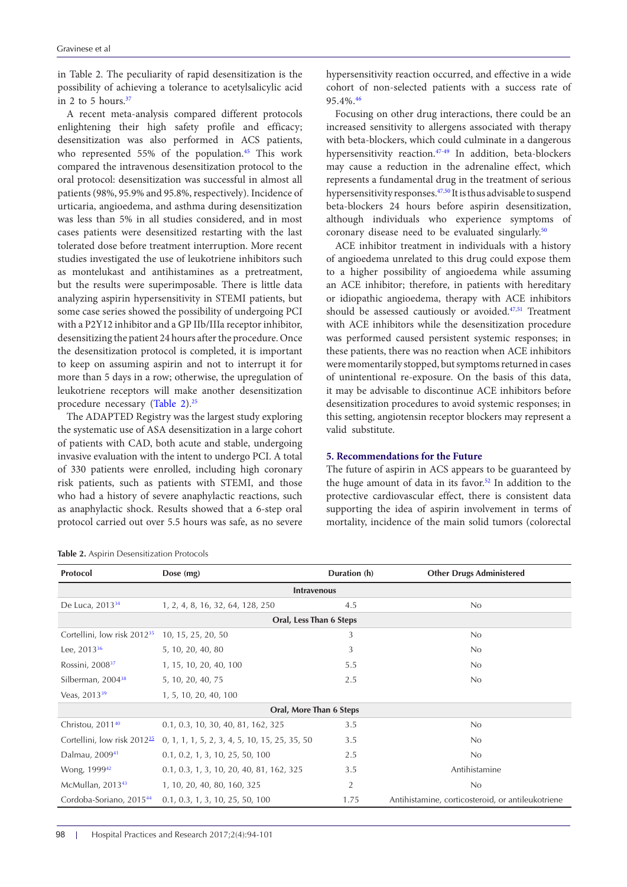in Table 2. The peculiarity of rapid desensitization is the possibility of achieving a tolerance to acetylsalicylic acid in 2 to 5 hours.[37]

A recent meta-analysis compared different protocols enlightening their high safety profile and efficacy; desensitization was also performed in ACS patients, who represented 55% of the population.[45] This work compared the intravenous desensitization protocol to the oral protocol: desensitization was successful in almost all patients (98%, 95.9% and 95.8%, respectively). Incidence of urticaria, angioedema, and asthma during desensitization was less than 5% in all studies considered, and in most cases patients were desensitized restarting with the last tolerated dose before treatment interruption. More recent studies investigated the use of leukotriene inhibitors such as montelukast and antihistamines as a pretreatment, but the results were superimposable. There is little data analyzing aspirin hypersensitivity in STEMI patients, but some case series showed the possibility of undergoing PCI with a P2Y12 inhibitor and a GP IIb/IIIa receptor inhibitor, desensitizing the patient 24 hours after the procedure. Once the desensitization protocol is completed, it is important to keep on assuming aspirin and not to interrupt it for more than 5 days in a row; otherwise, the upregulation of leukotriene receptors will make another desensitization procedure necessary (Table 2).[25]

The ADAPTED Registry was the largest study exploring the systematic use of ASA desensitization in a large cohort of patients with CAD, both acute and stable, undergoing invasive evaluation with the intent to undergo PCI. A total of 330 patients were enrolled, including high coronary risk patients, such as patients with STEMI, and those who had a history of severe anaphylactic reactions, such as anaphylactic shock. Results showed that a 6-step oral protocol carried out over 5.5 hours was safe, as no severe hypersensitivity reaction occurred, and effective in a wide cohort of non-selected patients with a success rate of 95.4%.[46]

Focusing on other drug interactions, there could be an increased sensitivity to allergens associated with therapy with beta-blockers, which could culminate in a dangerous hypersensitivity reaction.[47-49] In addition, beta-blockers may cause a reduction in the adrenaline effect, which represents a fundamental drug in the treatment of serious hypersensitivity responses.[47,50] It is thus advisable to suspend beta-blockers 24 hours before aspirin desensitization, although individuals who experience symptoms of coronary disease need to be evaluated singularly.[50]

ACE inhibitor treatment in individuals with a history of angioedema unrelated to this drug could expose them to a higher possibility of angioedema while assuming an ACE inhibitor; therefore, in patients with hereditary or idiopathic angioedema, therapy with ACE inhibitors should be assessed cautiously or avoided.[47,51] Treatment with ACE inhibitors while the desensitization procedure was performed caused persistent systemic responses; in these patients, there was no reaction when ACE inhibitors were momentarily stopped, but symptoms returned in cases of unintentional re-exposure. On the basis of this data, it may be advisable to discontinue ACE inhibitors before desensitization procedures to avoid systemic responses; in this setting, angiotensin receptor blockers may represent a valid substitute.

## 5. Recommendations for the Future

The future of aspirin in ACS appears to be guaranteed by the huge amount of data in its favor.[52] In addition to the protective cardiovascular effect, there is consistent data supporting the idea of aspirin involvement in terms of mortality, incidence of the main solid tumors (colorectal

**Table 2.** Aspirin Desensitization Protocols

| Protocol | Dose (mg) | Duration (h) | Other Drugs Administered |
|---|---|---|---|
| **Intravenous** | | | |
| De Luca, 2013[34] | 1, 2, 4, 8, 16, 32, 64, 128, 250 | 4.5 | No |
| **Oral, Less Than 6 Steps** | | | |
| Cortellini, low risk 2012[35] | 10, 15, 25, 20, 50 | 3 | No |
| Lee, 2013[36] | 5, 10, 20, 40, 80 | 3 | No |
| Rossini, 2008[37] | 1, 15, 10, 20, 40, 100 | 5.5 | No |
| Silberman, 2004[38] | 5, 10, 20, 40, 75 | 2.5 | No |
| Veas, 2013[39] | 1, 5, 10, 20, 40, 100 | | |
| **Oral, More Than 6 Steps** | | | |
| Christou, 2011[40] | 0.1, 0.3, 10, 30, 40, 81, 162, 325 | 3.5 | No |
| Cortellini, low risk 2012[35] | 0, 1, 1, 1, 5, 2, 3, 4, 5, 10, 15, 25, 35, 50 | 3.5 | No |
| Dalmau, 2009[41] | 0.1, 0.2, 1, 3, 10, 25, 50, 100 | 2.5 | No |
| Wong, 1999[42] | 0.1, 0.3, 1, 3, 10, 20, 40, 81, 162, 325 | 3.5 | Antihistamine |
| McMullan, 2013[43] | 1, 10, 20, 40, 80, 160, 325 | 2 | No |
| Cordoba-Soriano, 2015[44] | 0.1, 0.3, 1, 3, 10, 25, 50, 100 | 1.75 | Antihistamine, corticosteroid, or antileukotriene |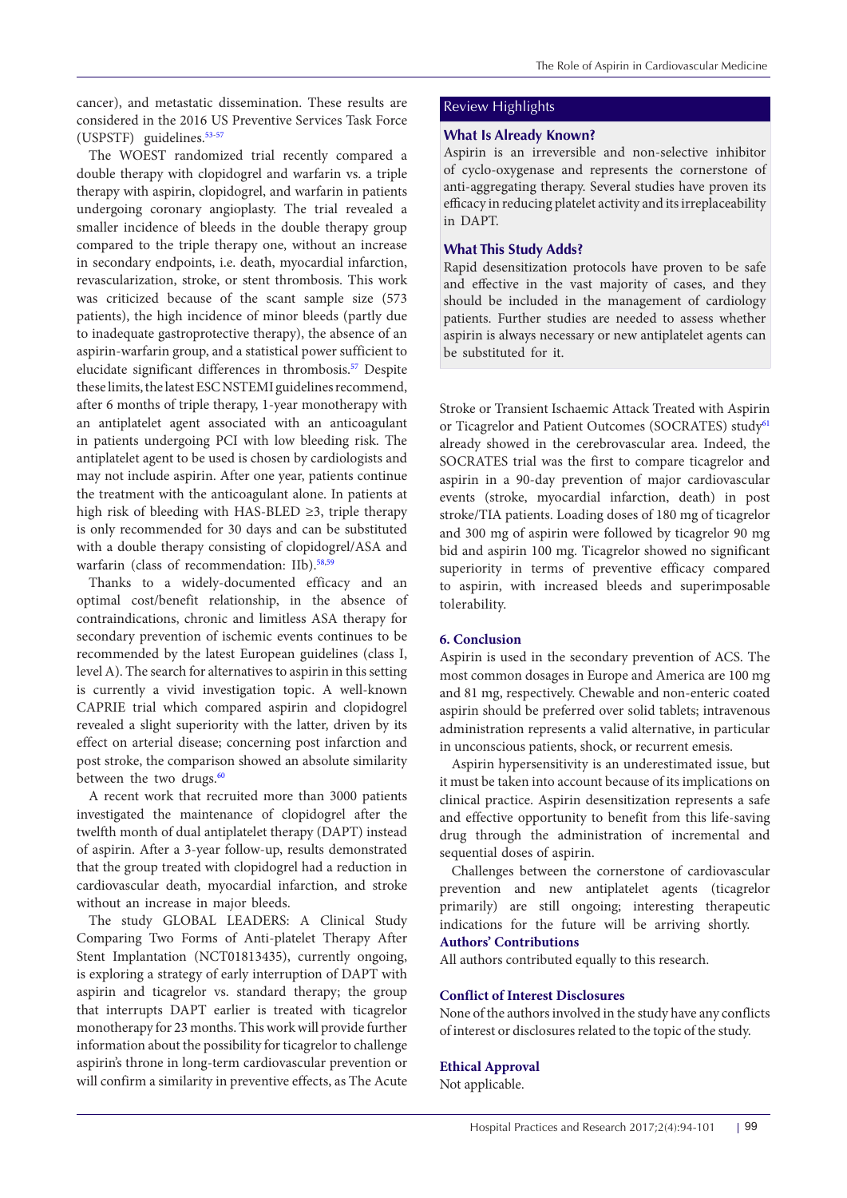cancer), and metastatic dissemination. These results are considered in the 2016 US Preventive Services Task Force (USPSTF) guidelines.[53-57]

The WOEST randomized trial recently compared a double therapy with clopidogrel and warfarin vs. a triple therapy with aspirin, clopidogrel, and warfarin in patients undergoing coronary angioplasty. The trial revealed a smaller incidence of bleeds in the double therapy group compared to the triple therapy one, without an increase in secondary endpoints, i.e. death, myocardial infarction, revascularization, stroke, or stent thrombosis. This work was criticized because of the scant sample size (573 patients), the high incidence of minor bleeds (partly due to inadequate gastroprotective therapy), the absence of an aspirin-warfarin group, and a statistical power sufficient to elucidate significant differences in thrombosis.[57] Despite these limits, the latest ESC NSTEMI guidelines recommend, after 6 months of triple therapy, 1-year monotherapy with an antiplatelet agent associated with an anticoagulant in patients undergoing PCI with low bleeding risk. The antiplatelet agent to be used is chosen by cardiologists and may not include aspirin. After one year, patients continue the treatment with the anticoagulant alone. In patients at high risk of bleeding with HAS-BLED ≥3, triple therapy is only recommended for 30 days and can be substituted with a double therapy consisting of clopidogrel/ASA and warfarin (class of recommendation: IIb).[58,59]

Thanks to a widely-documented efficacy and an optimal cost/benefit relationship, in the absence of contraindications, chronic and limitless ASA therapy for secondary prevention of ischemic events continues to be recommended by the latest European guidelines (class I, level A). The search for alternatives to aspirin in this setting is currently a vivid investigation topic. A well-known CAPRIE trial which compared aspirin and clopidogrel revealed a slight superiority with the latter, driven by its effect on arterial disease; concerning post infarction and post stroke, the comparison showed an absolute similarity between the two drugs.[60]

A recent work that recruited more than 3000 patients investigated the maintenance of clopidogrel after the twelfth month of dual antiplatelet therapy (DAPT) instead of aspirin. After a 3-year follow-up, results demonstrated that the group treated with clopidogrel had a reduction in cardiovascular death, myocardial infarction, and stroke without an increase in major bleeds.

The study GLOBAL LEADERS: A Clinical Study Comparing Two Forms of Anti-platelet Therapy After Stent Implantation (NCT01813435), currently ongoing, is exploring a strategy of early interruption of DAPT with aspirin and ticagrelor vs. standard therapy; the group that interrupts DAPT earlier is treated with ticagrelor monotherapy for 23 months. This work will provide further information about the possibility for ticagrelor to challenge aspirin's throne in long-term cardiovascular prevention or will confirm a similarity in preventive effects, as The Acute Stroke or Transient Ischaemic Attack Treated with Aspirin or Ticagrelor and Patient Outcomes (SOCRATES) study[61] already showed in the cerebrovascular area. Indeed, the SOCRATES trial was the first to compare ticagrelor and aspirin in a 90-day prevention of major cardiovascular events (stroke, myocardial infarction, death) in post stroke/TIA patients. Loading doses of 180 mg of ticagrelor and 300 mg of aspirin were followed by ticagrelor 90 mg bid and aspirin 100 mg. Ticagrelor showed no significant superiority in terms of preventive efficacy compared to aspirin, with increased bleeds and superimposable tolerability.

## Review Highlights

**What Is Already Known?**

Aspirin is an irreversible and non-selective inhibitor of cyclo-oxygenase and represents the cornerstone of anti-aggregating therapy. Several studies have proven its efficacy in reducing platelet activity and its irreplaceability in DAPT.

**What This Study Adds?**

Rapid desensitization protocols have proven to be safe and effective in the vast majority of cases, and they should be included in the management of cardiology patients. Further studies are needed to assess whether aspirin is always necessary or new antiplatelet agents can be substituted for it.

## 6. Conclusion

Aspirin is used in the secondary prevention of ACS. The most common dosages in Europe and America are 100 mg and 81 mg, respectively. Chewable and non-enteric coated aspirin should be preferred over solid tablets; intravenous administration represents a valid alternative, in particular in unconscious patients, shock, or recurrent emesis.

Aspirin hypersensitivity is an underestimated issue, but it must be taken into account because of its implications on clinical practice. Aspirin desensitization represents a safe and effective opportunity to benefit from this life-saving drug through the administration of incremental and sequential doses of aspirin.

Challenges between the cornerstone of cardiovascular prevention and new antiplatelet agents (ticagrelor primarily) are still ongoing; interesting therapeutic indications for the future will be arriving shortly.

## Authors' Contributions

All authors contributed equally to this research.

## Conflict of Interest Disclosures

None of the authors involved in the study have any conflicts of interest or disclosures related to the topic of the study.

## Ethical Approval

Not applicable.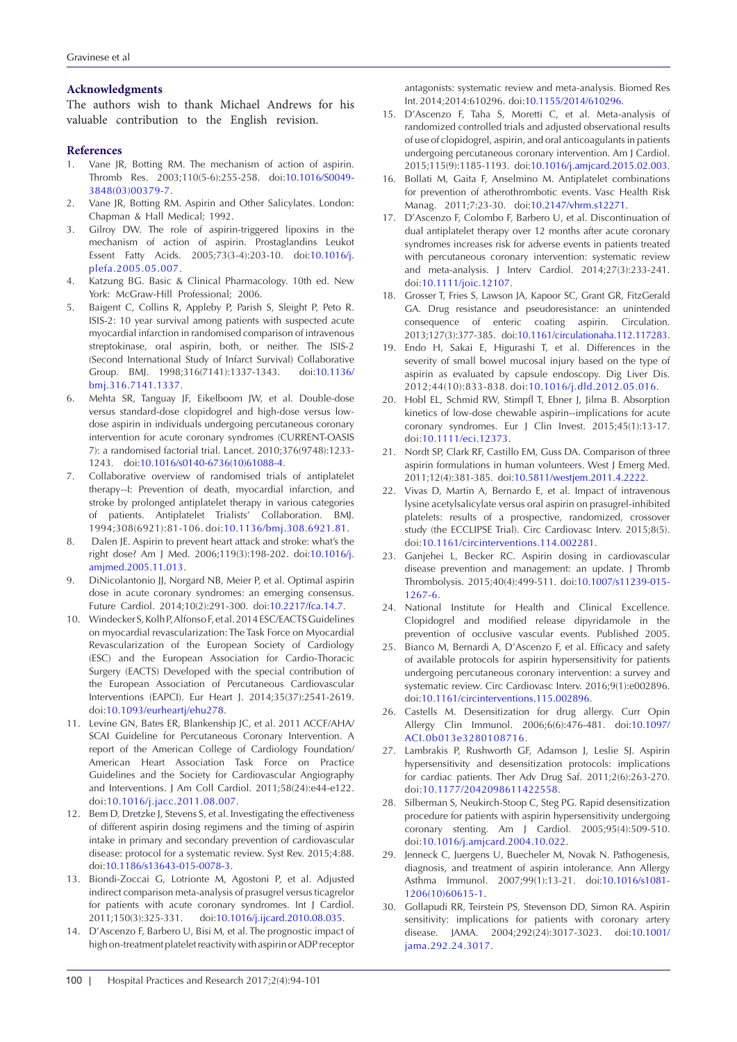## Acknowledgments

The authors wish to thank Michael Andrews for his valuable contribution to the English revision.

## References

1. Vane JR, Botting RM. The mechanism of action of aspirin. Thromb Res. 2003;110(5-6):255-258. doi:10.1016/S0049-3848(03)00379-7.
2. Vane JR, Botting RM. Aspirin and Other Salicylates. London: Chapman & Hall Medical; 1992.
3. Gilroy DW. The role of aspirin-triggered lipoxins in the mechanism of action of aspirin. Prostaglandins Leukot Essent Fatty Acids. 2005;73(3-4):203-10. doi:10.1016/j.plefa.2005.05.007.
4. Katzung BG. Basic & Clinical Pharmacology. 10th ed. New York: McGraw-Hill Professional; 2006.
5. Baigent C, Collins R, Appleby P, Parish S, Sleight P, Peto R. ISIS-2: 10 year survival among patients with suspected acute myocardial infarction in randomised comparison of intravenous streptokinase, oral aspirin, both, or neither. The ISIS-2 (Second International Study of Infarct Survival) Collaborative Group. BMJ. 1998;316(7141):1337-1343. doi:10.1136/bmj.316.7141.1337.
6. Mehta SR, Tanguay JF, Eikelboom JW, et al. Double-dose versus standard-dose clopidogrel and high-dose versus low-dose aspirin in individuals undergoing percutaneous coronary intervention for acute coronary syndromes (CURRENT-OASIS 7): a randomised factorial trial. Lancet. 2010;376(9748):1233-1243. doi:10.1016/s0140-6736(10)61088-4.
7. Collaborative overview of randomised trials of antiplatelet therapy--I: Prevention of death, myocardial infarction, and stroke by prolonged antiplatelet therapy in various categories of patients. Antiplatelet Trialists' Collaboration. BMJ. 1994;308(6921):81-106. doi:10.1136/bmj.308.6921.81.
8. Dalen JE. Aspirin to prevent heart attack and stroke: what's the right dose? Am J Med. 2006;119(3):198-202. doi:10.1016/j.amjmed.2005.11.013.
9. DiNicolantonio JJ, Norgard NB, Meier P, et al. Optimal aspirin dose in acute coronary syndromes: an emerging consensus. Future Cardiol. 2014;10(2):291-300. doi:10.2217/fca.14.7.
10. Windecker S, Kolh P, Alfonso F, et al. 2014 ESC/EACTS Guidelines on myocardial revascularization: The Task Force on Myocardial Revascularization of the European Society of Cardiology (ESC) and the European Association for Cardio-Thoracic Surgery (EACTS) Developed with the special contribution of the European Association of Percutaneous Cardiovascular Interventions (EAPCI). Eur Heart J. 2014;35(37):2541-2619. doi:10.1093/eurheartj/ehu278.
11. Levine GN, Bates ER, Blankenship JC, et al. 2011 ACCF/AHA/SCAI Guideline for Percutaneous Coronary Intervention. A report of the American College of Cardiology Foundation/American Heart Association Task Force on Practice Guidelines and the Society for Cardiovascular Angiography and Interventions. J Am Coll Cardiol. 2011;58(24):e44-e122. doi:10.1016/j.jacc.2011.08.007.
12. Bem D, Dretzke J, Stevens S, et al. Investigating the effectiveness of different aspirin dosing regimens and the timing of aspirin intake in primary and secondary prevention of cardiovascular disease: protocol for a systematic review. Syst Rev. 2015;4:88. doi:10.1186/s13643-015-0078-3.
13. Biondi-Zoccai G, Lotrionte M, Agostoni P, et al. Adjusted indirect comparison meta-analysis of prasugrel versus ticagrelor for patients with acute coronary syndromes. Int J Cardiol. 2011;150(3):325-331. doi:10.1016/j.ijcard.2010.08.035.
14. D'Ascenzo F, Barbero U, Bisi M, et al. The prognostic impact of high on-treatment platelet reactivity with aspirin or ADP receptor antagonists: systematic review and meta-analysis. Biomed Res Int. 2014;2014:610296. doi:10.1155/2014/610296.
15. D'Ascenzo F, Taha S, Moretti C, et al. Meta-analysis of randomized controlled trials and adjusted observational results of use of clopidogrel, aspirin, and oral anticoagulants in patients undergoing percutaneous coronary intervention. Am J Cardiol. 2015;115(9):1185-1193. doi:10.1016/j.amjcard.2015.02.003.
16. Bollati M, Gaita F, Anselmino M. Antiplatelet combinations for prevention of atherothrombotic events. Vasc Health Risk Manag. 2011;7:23-30. doi:10.2147/vhrm.s12271.
17. D'Ascenzo F, Colombo F, Barbero U, et al. Discontinuation of dual antiplatelet therapy over 12 months after acute coronary syndromes increases risk for adverse events in patients treated with percutaneous coronary intervention: systematic review and meta-analysis. J Interv Cardiol. 2014;27(3):233-241. doi:10.1111/joic.12107.
18. Grosser T, Fries S, Lawson JA, Kapoor SC, Grant GR, FitzGerald GA. Drug resistance and pseudoresistance: an unintended consequence of enteric coating aspirin. Circulation. 2013;127(3):377-385. doi:10.1161/circulationaha.112.117283.
19. Endo H, Sakai E, Higurashi T, et al. Differences in the severity of small bowel mucosal injury based on the type of aspirin as evaluated by capsule endoscopy. Dig Liver Dis. 2012;44(10):833-838. doi:10.1016/j.dld.2012.05.016.
20. Hobl EL, Schmid RW, Stimpfl T, Ebner J, Jilma B. Absorption kinetics of low-dose chewable aspirin--implications for acute coronary syndromes. Eur J Clin Invest. 2015;45(1):13-17. doi:10.1111/eci.12373.
21. Nordt SP, Clark RF, Castillo EM, Guss DA. Comparison of three aspirin formulations in human volunteers. West J Emerg Med. 2011;12(4):381-385. doi:10.5811/westjem.2011.4.2222.
22. Vivas D, Martin A, Bernardo E, et al. Impact of intravenous lysine acetylsalicylate versus oral aspirin on prasugrel-inhibited platelets: results of a prospective, randomized, crossover study (the ECCLIPSE Trial). Circ Cardiovasc Interv. 2015;8(5). doi:10.1161/circinterventions.114.002281.
23. Ganjehei L, Becker RC. Aspirin dosing in cardiovascular disease prevention and management: an update. J Thromb Thrombolysis. 2015;40(4):499-511. doi:10.1007/s11239-015-1267-6.
24. National Institute for Health and Clinical Excellence. Clopidogrel and modified release dipyridamole in the prevention of occlusive vascular events. Published 2005.
25. Bianco M, Bernardi A, D'Ascenzo F, et al. Efficacy and safety of available protocols for aspirin hypersensitivity for patients undergoing percutaneous coronary intervention: a survey and systematic review. Circ Cardiovasc Interv. 2016;9(1):e002896. doi:10.1161/circinterventions.115.002896.
26. Castells M. Desensitization for drug allergy. Curr Opin Allergy Clin Immunol. 2006;6(6):476-481. doi:10.1097/ACI.0b013e3280108716.
27. Lambrakis P, Rushworth GF, Adamson J, Leslie SJ. Aspirin hypersensitivity and desensitization protocols: implications for cardiac patients. Ther Adv Drug Saf. 2011;2(6):263-270. doi:10.1177/2042098611422558.
28. Silberman S, Neukirch-Stoop C, Steg PG. Rapid desensitization procedure for patients with aspirin hypersensitivity undergoing coronary stenting. Am J Cardiol. 2005;95(4):509-510. doi:10.1016/j.amjcard.2004.10.022.
29. Jenneck C, Juergens U, Buecheler M, Novak N. Pathogenesis, diagnosis, and treatment of aspirin intolerance. Ann Allergy Asthma Immunol. 2007;99(1):13-21. doi:10.1016/s1081-1206(10)60615-1.
30. Gollapudi RR, Teirstein PS, Stevenson DD, Simon RA. Aspirin sensitivity: implications for patients with coronary artery disease. JAMA. 2004;292(24):3017-3023. doi:10.1001/jama.292.24.3017.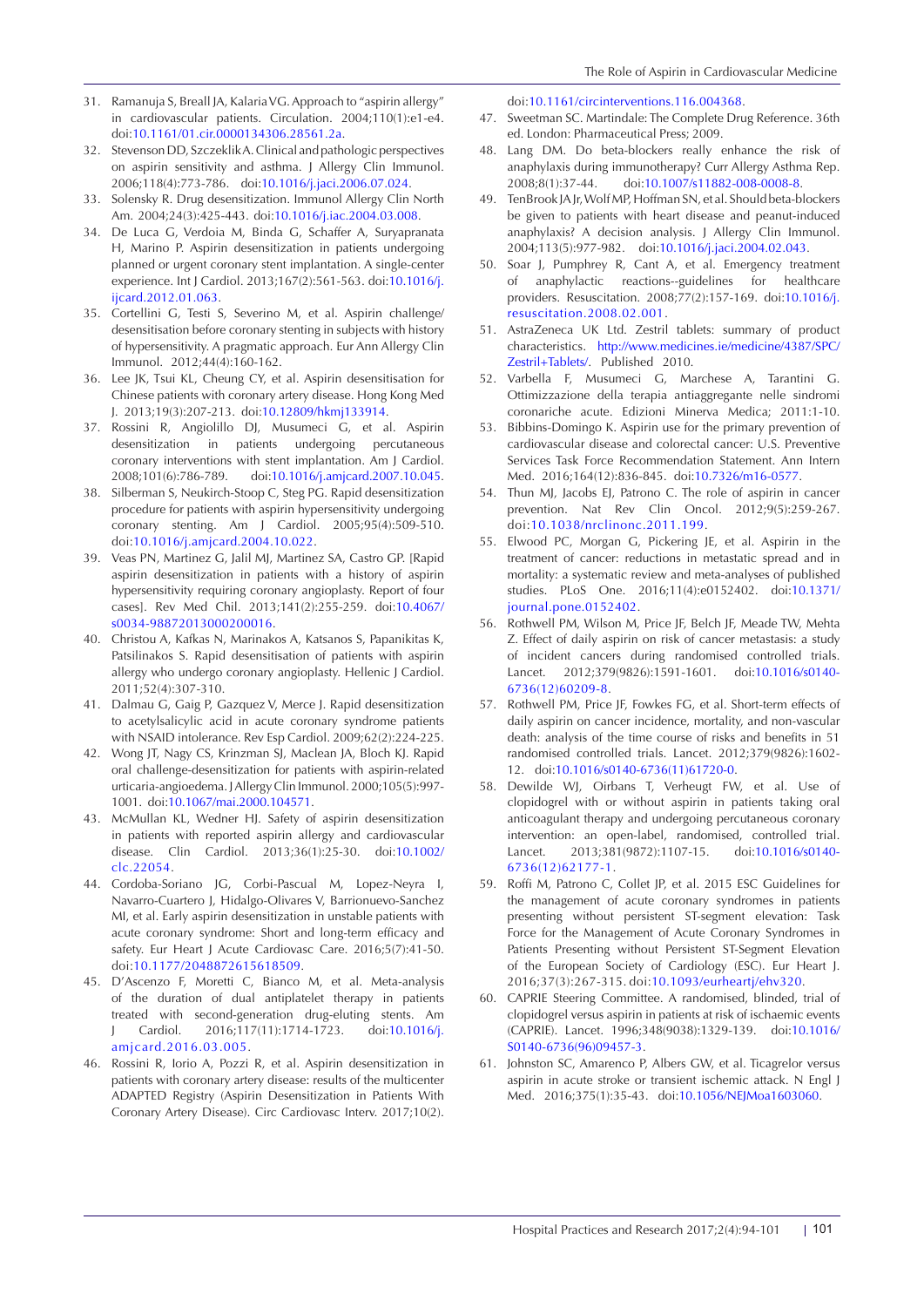31. Ramanuja S, Breall JA, Kalaria VG. Approach to "aspirin allergy" in cardiovascular patients. Circulation. 2004;110(1):e1-e4. doi:10.1161/01.cir.0000134306.28561.2a.
32. Stevenson DD, Szczeklik A. Clinical and pathologic perspectives on aspirin sensitivity and asthma. J Allergy Clin Immunol. 2006;118(4):773-786. doi:10.1016/j.jaci.2006.07.024.
33. Solensky R. Drug desensitization. Immunol Allergy Clin North Am. 2004;24(3):425-443. doi:10.1016/j.iac.2004.03.008.
34. De Luca G, Verdoia M, Binda G, Schaffer A, Suryapranata H, Marino P. Aspirin desensitization in patients undergoing planned or urgent coronary stent implantation. A single-center experience. Int J Cardiol. 2013;167(2):561-563. doi:10.1016/j.ijcard.2012.01.063.
35. Cortellini G, Testi S, Severino M, et al. Aspirin challenge/desensitisation before coronary stenting in subjects with history of hypersensitivity. A pragmatic approach. Eur Ann Allergy Clin Immunol. 2012;44(4):160-162.
36. Lee JK, Tsui KL, Cheung CY, et al. Aspirin desensitisation for Chinese patients with coronary artery disease. Hong Kong Med J. 2013;19(3):207-213. doi:10.12809/hkmj133914.
37. Rossini R, Angiolillo DJ, Musumeci G, et al. Aspirin desensitization in patients undergoing percutaneous coronary interventions with stent implantation. Am J Cardiol. 2008;101(6):786-789. doi:10.1016/j.amjcard.2007.10.045.
38. Silberman S, Neukirch-Stoop C, Steg PG. Rapid desensitization procedure for patients with aspirin hypersensitivity undergoing coronary stenting. Am J Cardiol. 2005;95(4):509-510. doi:10.1016/j.amjcard.2004.10.022.
39. Veas PN, Martinez G, Jalil MJ, Martinez SA, Castro GP. [Rapid aspirin desensitization in patients with a history of aspirin hypersensitivity requiring coronary angioplasty. Report of four cases]. Rev Med Chil. 2013;141(2):255-259. doi:10.4067/s0034-98872013000200016.
40. Christou A, Kafkas N, Marinakos A, Katsanos S, Papanikitas K, Patsilinakos S. Rapid desensitisation of patients with aspirin allergy who undergo coronary angioplasty. Hellenic J Cardiol. 2011;52(4):307-310.
41. Dalmau G, Gaig P, Gazquez V, Merce J. Rapid desensitization to acetylsalicylic acid in acute coronary syndrome patients with NSAID intolerance. Rev Esp Cardiol. 2009;62(2):224-225.
42. Wong JT, Nagy CS, Krinzman SJ, Maclean JA, Bloch KJ. Rapid oral challenge-desensitization for patients with aspirin-related urticaria-angioedema. J Allergy Clin Immunol. 2000;105(5):997-1001. doi:10.1067/mai.2000.104571.
43. McMullan KL, Wedner HJ. Safety of aspirin desensitization in patients with reported aspirin allergy and cardiovascular disease. Clin Cardiol. 2013;36(1):25-30. doi:10.1002/clc.22054.
44. Cordoba-Soriano JG, Corbi-Pascual M, Lopez-Neyra I, Navarro-Cuartero J, Hidalgo-Olivares V, Barrionuevo-Sanchez MI, et al. Early aspirin desensitization in unstable patients with acute coronary syndrome: Short and long-term efficacy and safety. Eur Heart J Acute Cardiovasc Care. 2016;5(7):41-50. doi:10.1177/2048872615618509.
45. D'Ascenzo F, Moretti C, Bianco M, et al. Meta-analysis of the duration of dual antiplatelet therapy in patients treated with second-generation drug-eluting stents. Am J Cardiol. 2016;117(11):1714-1723. doi:10.1016/j.amjcard.2016.03.005.
46. Rossini R, Iorio A, Pozzi R, et al. Aspirin desensitization in patients with coronary artery disease: results of the multicenter ADAPTED Registry (Aspirin Desensitization in Patients With Coronary Artery Disease). Circ Cardiovasc Interv. 2017;10(2). doi:10.1161/circinterventions.116.004368.
47. Sweetman SC. Martindale: The Complete Drug Reference. 36th ed. London: Pharmaceutical Press; 2009.
48. Lang DM. Do beta-blockers really enhance the risk of anaphylaxis during immunotherapy? Curr Allergy Asthma Rep. 2008;8(1):37-44. doi:10.1007/s11882-008-0008-8.
49. TenBrook JA Jr, Wolf MP, Hoffman SN, et al. Should beta-blockers be given to patients with heart disease and peanut-induced anaphylaxis? A decision analysis. J Allergy Clin Immunol. 2004;113(5):977-982. doi:10.1016/j.jaci.2004.02.043.
50. Soar J, Pumphrey R, Cant A, et al. Emergency treatment of anaphylactic reactions--guidelines for healthcare providers. Resuscitation. 2008;77(2):157-169. doi:10.1016/j.resuscitation.2008.02.001.
51. AstraZeneca UK Ltd. Zestril tablets: summary of product characteristics. http://www.medicines.ie/medicine/4387/SPC/Zestril+Tablets/. Published 2010.
52. Varbella F, Musumeci G, Marchese A, Tarantini G. Ottimizzazione della terapia antiaggregante nelle sindromi coronariche acute. Edizioni Minerva Medica; 2011:1-10.
53. Bibbins-Domingo K. Aspirin use for the primary prevention of cardiovascular disease and colorectal cancer: U.S. Preventive Services Task Force Recommendation Statement. Ann Intern Med. 2016;164(12):836-845. doi:10.7326/m16-0577.
54. Thun MJ, Jacobs EJ, Patrono C. The role of aspirin in cancer prevention. Nat Rev Clin Oncol. 2012;9(5):259-267. doi:10.1038/nrclinonc.2011.199.
55. Elwood PC, Morgan G, Pickering JE, et al. Aspirin in the treatment of cancer: reductions in metastatic spread and in mortality: a systematic review and meta-analyses of published studies. PLoS One. 2016;11(4):e0152402. doi:10.1371/journal.pone.0152402.
56. Rothwell PM, Wilson M, Price JF, Belch JF, Meade TW, Mehta Z. Effect of daily aspirin on risk of cancer metastasis: a study of incident cancers during randomised controlled trials. Lancet. 2012;379(9826):1591-1601. doi:10.1016/s0140-6736(12)60209-8.
57. Rothwell PM, Price JF, Fowkes FG, et al. Short-term effects of daily aspirin on cancer incidence, mortality, and non-vascular death: analysis of the time course of risks and benefits in 51 randomised controlled trials. Lancet. 2012;379(9826):1602-12. doi:10.1016/s0140-6736(11)61720-0.
58. Dewilde WJ, Oirbans T, Verheugt FW, et al. Use of clopidogrel with or without aspirin in patients taking oral anticoagulant therapy and undergoing percutaneous coronary intervention: an open-label, randomised, controlled trial. Lancet. 2013;381(9872):1107-15. doi:10.1016/s0140-6736(12)62177-1.
59. Roffi M, Patrono C, Collet JP, et al. 2015 ESC Guidelines for the management of acute coronary syndromes in patients presenting without persistent ST-segment elevation: Task Force for the Management of Acute Coronary Syndromes in Patients Presenting without Persistent ST-Segment Elevation of the European Society of Cardiology (ESC). Eur Heart J. 2016;37(3):267-315. doi:10.1093/eurheartj/ehv320.
60. CAPRIE Steering Committee. A randomised, blinded, trial of clopidogrel versus aspirin in patients at risk of ischaemic events (CAPRIE). Lancet. 1996;348(9038):1329-139. doi:10.1016/S0140-6736(96)09457-3.
61. Johnston SC, Amarenco P, Albers GW, et al. Ticagrelor versus aspirin in acute stroke or transient ischemic attack. N Engl J Med. 2016;375(1):35-43. doi:10.1056/NEJMoa1603060.